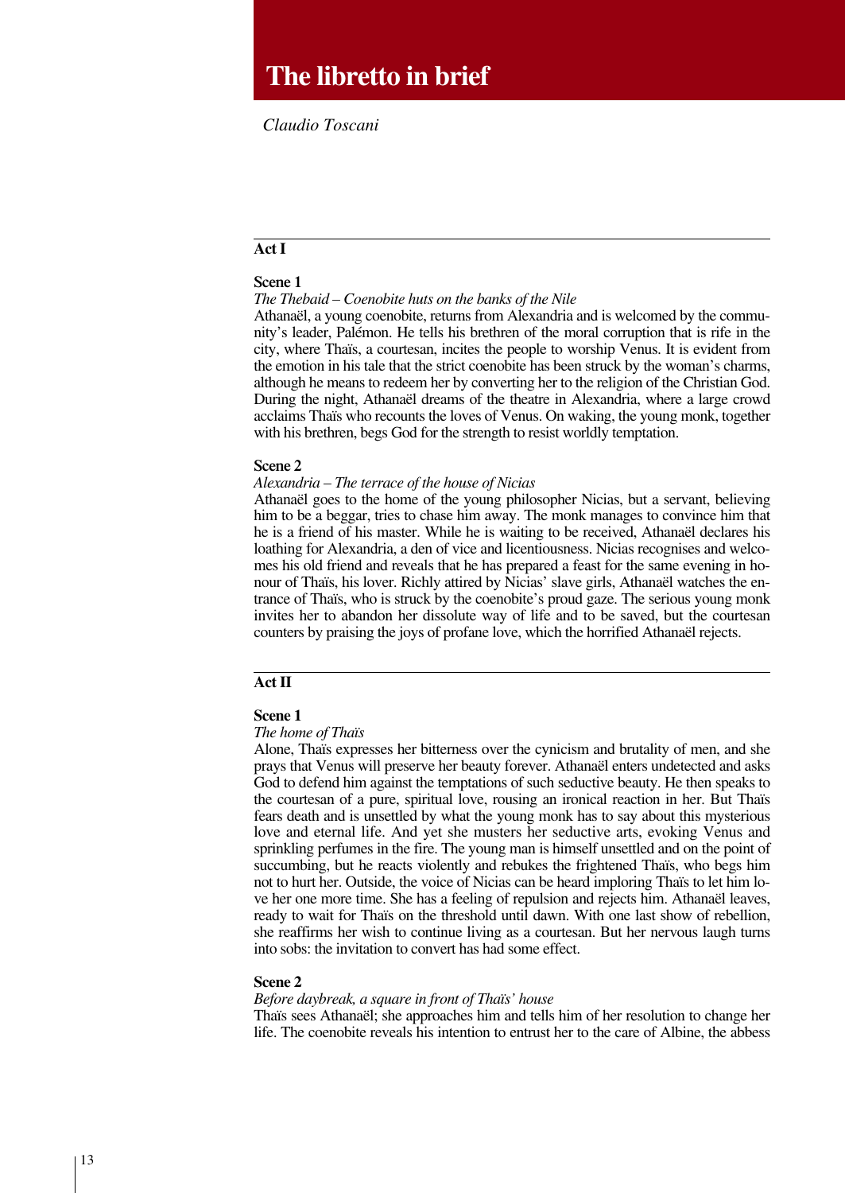# The libretto in brief

*Claudio Toscani*

## Act I

### Scene 1

*The Thebaid – Coenobite huts on the banks of the Nile*

Athanaël, a young coenobite, returns from Alexandria and is welcomed by the community's leader, Palémon. He tells his brethren of the moral corruption that is rife in the city, where Thaïs, a courtesan, incites the people to worship Venus. It is evident from the emotion in his tale that the strict coenobite has been struck by the woman's charms, although he means to redeem her by converting her to the religion of the Christian God. During the night, Athanaël dreams of the theatre in Alexandria, where a large crowd acclaims Thaïs who recounts the loves of Venus. On waking, the young monk, together with his brethren, begs God for the strength to resist worldly temptation.

### Scene 2

*Alexandria – The terrace of the house of Nicias*

Athanaël goes to the home of the young philosopher Nicias, but a servant, believing him to be a beggar, tries to chase him away. The monk manages to convince him that he is a friend of his master. While he is waiting to be received, Athanaël declares his loathing for Alexandria, a den of vice and licentiousness. Nicias recognises and welcomes his old friend and reveals that he has prepared a feast for the same evening in honour of Thaïs, his lover. Richly attired by Nicias' slave girls, Athanaël watches the entrance of Thaïs, who is struck by the coenobite's proud gaze. The serious young monk invites her to abandon her dissolute way of life and to be saved, but the courtesan counters by praising the joys of profane love, which the horrified Athanaël rejects.

## Act II

### Scene 1

*The home of Thaïs*

Alone, Thaïs expresses her bitterness over the cynicism and brutality of men, and she prays that Venus will preserve her beauty forever. Athanaël enters undetected and asks God to defend him against the temptations of such seductive beauty. He then speaks to the courtesan of a pure, spiritual love, rousing an ironical reaction in her. But Thaïs fears death and is unsettled by what the young monk has to say about this mysterious love and eternal life. And yet she musters her seductive arts, evoking Venus and sprinkling perfumes in the fire. The young man is himself unsettled and on the point of succumbing, but he reacts violently and rebukes the frightened Thaïs, who begs him not to hurt her. Outside, the voice of Nicias can be heard imploring Thaïs to let him love her one more time. She has a feeling of repulsion and rejects him. Athanaël leaves, ready to wait for Thaïs on the threshold until dawn. With one last show of rebellion, she reaffirms her wish to continue living as a courtesan. But her nervous laugh turns into sobs: the invitation to convert has had some effect.

### Scene 2

*Before daybreak, a square in front of Thaïs' house*

Thaïs sees Athanaël; she approaches him and tells him of her resolution to change her life. The coenobite reveals his intention to entrust her to the care of Albine, the abbess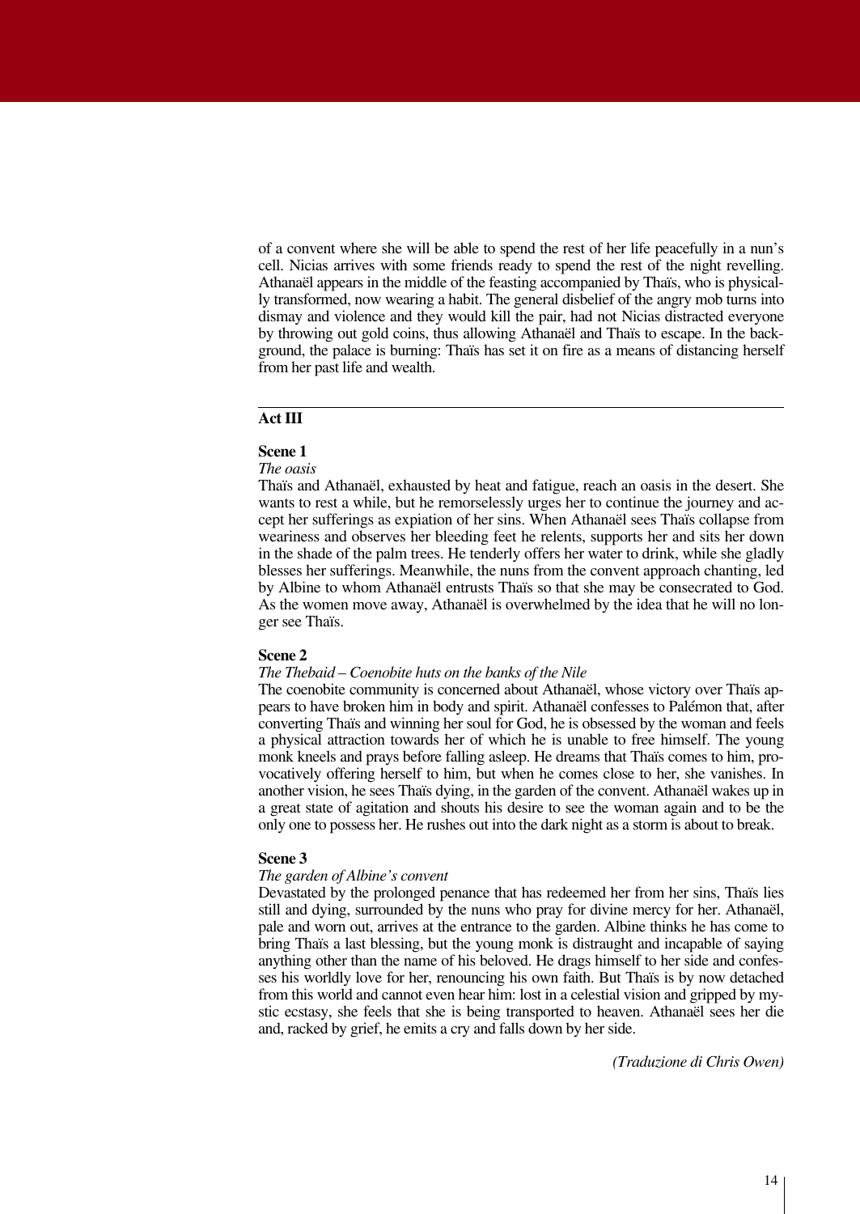of a convent where she will be able to spend the rest of her life peacefully in a nun's cell. Nicias arrives with some friends ready to spend the rest of the night revelling. Athanaël appears in the middle of the feasting accompanied by Thaïs, who is physically transformed, now wearing a habit. The general disbelief of the angry mob turns into dismay and violence and they would kill the pair, had not Nicias distracted everyone by throwing out gold coins, thus allowing Athanaël and Thaïs to escape. In the background, the palace is burning: Thaïs has set it on fire as a means of distancing herself from her past life and wealth.

## Act III

### Scene 1

*The oasis*

Thaïs and Athanaël, exhausted by heat and fatigue, reach an oasis in the desert. She wants to rest a while, but he remorselessly urges her to continue the journey and accept her sufferings as expiation of her sins. When Athanaël sees Thaïs collapse from weariness and observes her bleeding feet he relents, supports her and sits her down in the shade of the palm trees. He tenderly offers her water to drink, while she gladly blesses her sufferings. Meanwhile, the nuns from the convent approach chanting, led by Albine to whom Athanaël entrusts Thaïs so that she may be consecrated to God. As the women move away, Athanaël is overwhelmed by the idea that he will no longer see Thaïs.

### Scene 2

*The Thebaid – Coenobite huts on the banks of the Nile*

The coenobite community is concerned about Athanaël, whose victory over Thaïs appears to have broken him in body and spirit. Athanaël confesses to Palémon that, after converting Thaïs and winning her soul for God, he is obsessed by the woman and feels a physical attraction towards her of which he is unable to free himself. The young monk kneels and prays before falling asleep. He dreams that Thaïs comes to him, provocatively offering herself to him, but when he comes close to her, she vanishes. In another vision, he sees Thaïs dying, in the garden of the convent. Athanaël wakes up in a great state of agitation and shouts his desire to see the woman again and to be the only one to possess her. He rushes out into the dark night as a storm is about to break.

### Scene 3

*The garden of Albine's convent*

Devastated by the prolonged penance that has redeemed her from her sins, Thaïs lies still and dying, surrounded by the nuns who pray for divine mercy for her. Athanaël, pale and worn out, arrives at the entrance to the garden. Albine thinks he has come to bring Thaïs a last blessing, but the young monk is distraught and incapable of saying anything other than the name of his beloved. He drags himself to her side and confesses his worldly love for her, renouncing his own faith. But Thaïs is by now detached from this world and cannot even hear him: lost in a celestial vision and gripped by mystic ecstasy, she feels that she is being transported to heaven. Athanaël sees her die and, racked by grief, he emits a cry and falls down by her side.

*(Traduzione di Chris Owen)*